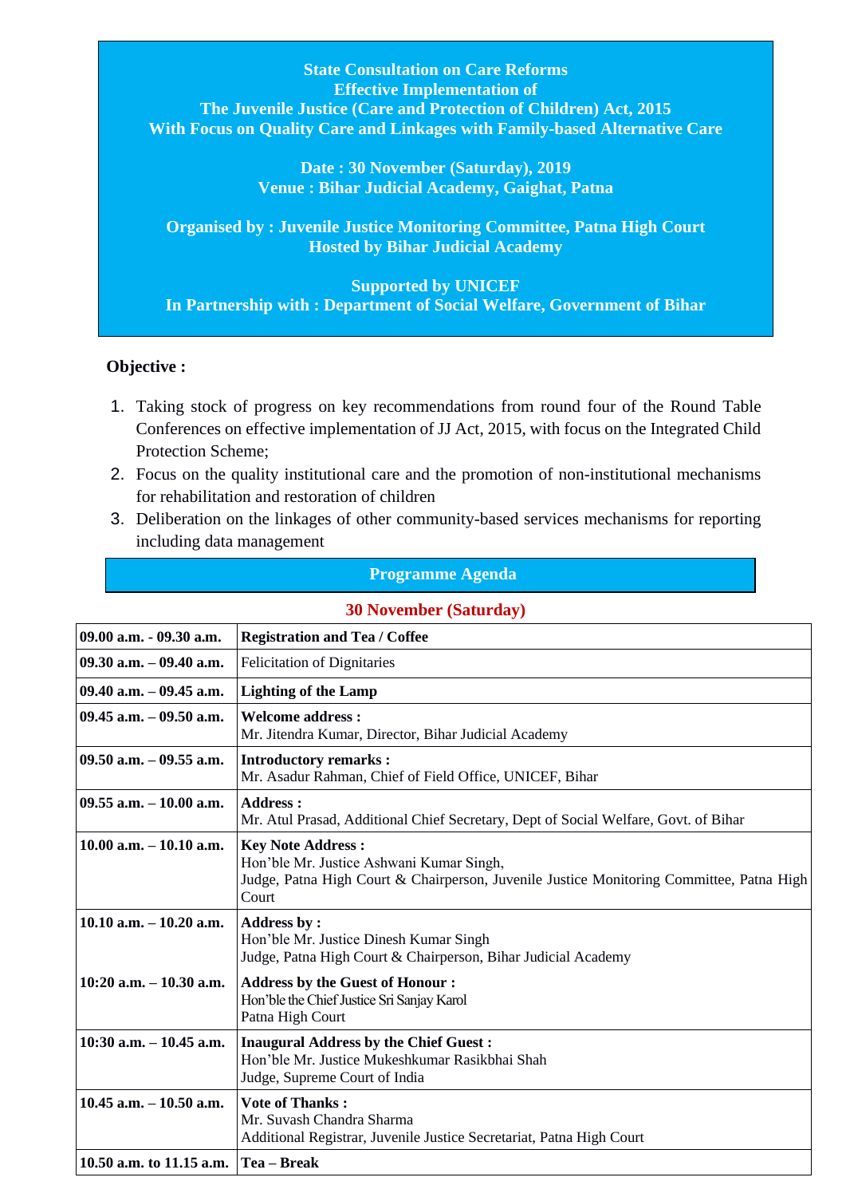**State Consultation on Care Reforms**
**Effective Implementation of**
**The Juvenile Justice (Care and Protection of Children) Act, 2015**
**With Focus on Quality Care and Linkages with Family-based Alternative Care**

**Date : 30 November (Saturday), 2019**
**Venue : Bihar Judicial Academy, Gaighat, Patna**

**Organised by : Juvenile Justice Monitoring Committee, Patna High Court**
**Hosted by Bihar Judicial Academy**

**Supported by UNICEF**
**In Partnership with : Department of Social Welfare, Government of Bihar**

**Objective :**

1. Taking stock of progress on key recommendations from round four of the Round Table Conferences on effective implementation of JJ Act, 2015, with focus on the Integrated Child Protection Scheme;
2. Focus on the quality institutional care and the promotion of non-institutional mechanisms for rehabilitation and restoration of children
3. Deliberation on the linkages of other community-based services mechanisms for reporting including data management

## Programme Agenda

**30 November (Saturday)**

| | |
|---|---|
| **09.00 a.m. - 09.30 a.m.** | **Registration and Tea / Coffee** |
| **09.30 a.m. – 09.40 a.m.** | Felicitation of Dignitaries |
| **09.40 a.m. – 09.45 a.m.** | **Lighting of the Lamp** |
| **09.45 a.m. – 09.50 a.m.** | **Welcome address :**<br>Mr. Jitendra Kumar, Director, Bihar Judicial Academy |
| **09.50 a.m. – 09.55 a.m.** | **Introductory remarks :**<br>Mr. Asadur Rahman, Chief of Field Office, UNICEF, Bihar |
| **09.55 a.m. – 10.00 a.m.** | **Address :**<br>Mr. Atul Prasad, Additional Chief Secretary, Dept of Social Welfare, Govt. of Bihar |
| **10.00 a.m. – 10.10 a.m.** | **Key Note Address :**<br>Hon'ble Mr. Justice Ashwani Kumar Singh,<br>Judge, Patna High Court & Chairperson, Juvenile Justice Monitoring Committee, Patna High Court |
| **10.10 a.m. – 10.20 a.m.** | **Address by :**<br>Hon'ble Mr. Justice Dinesh Kumar Singh<br>Judge, Patna High Court & Chairperson, Bihar Judicial Academy |
| **10:20 a.m. – 10.30 a.m.** | **Address by the Guest of Honour :**<br>Hon'ble the Chief Justice Sri Sanjay Karol<br>Patna High Court |
| **10:30 a.m. – 10.45 a.m.** | **Inaugural Address by the Chief Guest :**<br>Hon'ble Mr. Justice Mukeshkumar Rasikbhai Shah<br>Judge, Supreme Court of India |
| **10.45 a.m. – 10.50 a.m.** | **Vote of Thanks :**<br>Mr. Suvash Chandra Sharma<br>Additional Registrar, Juvenile Justice Secretariat, Patna High Court |
| **10.50 a.m. to 11.15 a.m.** | **Tea – Break** |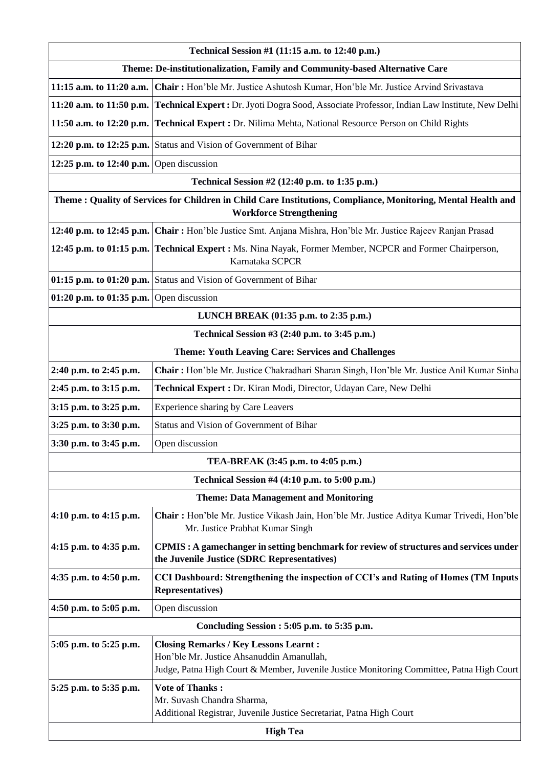| | |
|---|---|
| **Technical Session #1 (11:15 a.m. to 12:40 p.m.)** | |
| **Theme: De-institutionalization, Family and Community-based Alternative Care** | |
| **11:15 a.m. to 11:20 a.m.** | **Chair :** Hon'ble Mr. Justice Ashutosh Kumar, Hon'ble Mr. Justice Arvind Srivastava |
| **11:20 a.m. to 11:50 p.m.** | **Technical Expert :** Dr. Jyoti Dogra Sood, Associate Professor, Indian Law Institute, New Delhi |
| **11:50 a.m. to 12:20 p.m.** | **Technical Expert :** Dr. Nilima Mehta, National Resource Person on Child Rights |
| **12:20 p.m. to 12:25 p.m.** | Status and Vision of Government of Bihar |
| **12:25 p.m. to 12:40 p.m.** | Open discussion |
| **Technical Session #2 (12:40 p.m. to 1:35 p.m.)** | |
| **Theme : Quality of Services for Children in Child Care Institutions, Compliance, Monitoring, Mental Health and Workforce Strengthening** | |
| **12:40 p.m. to 12:45 p.m.** | **Chair :** Hon'ble Justice Smt. Anjana Mishra, Hon'ble Mr. Justice Rajeev Ranjan Prasad |
| **12:45 p.m. to 01:15 p.m.** | **Technical Expert :** Ms. Nina Nayak, Former Member, NCPCR and Former Chairperson, Karnataka SCPCR |
| **01:15 p.m. to 01:20 p.m.** | Status and Vision of Government of Bihar |
| **01:20 p.m. to 01:35 p.m.** | Open discussion |
| **LUNCH BREAK (01:35 p.m. to 2:35 p.m.)** | |
| **Technical Session #3 (2:40 p.m. to 3:45 p.m.)** | |
| **Theme: Youth Leaving Care: Services and Challenges** | |
| **2:40 p.m. to 2:45 p.m.** | **Chair :** Hon'ble Mr. Justice Chakradhari Sharan Singh, Hon'ble Mr. Justice Anil Kumar Sinha |
| **2:45 p.m. to 3:15 p.m.** | **Technical Expert :** Dr. Kiran Modi, Director, Udayan Care, New Delhi |
| **3:15 p.m. to 3:25 p.m.** | Experience sharing by Care Leavers |
| **3:25 p.m. to 3:30 p.m.** | Status and Vision of Government of Bihar |
| **3:30 p.m. to 3:45 p.m.** | Open discussion |
| **TEA-BREAK (3:45 p.m. to 4:05 p.m.)** | |
| **Technical Session #4 (4:10 p.m. to 5:00 p.m.)** | |
| **Theme: Data Management and Monitoring** | |
| **4:10 p.m. to 4:15 p.m.** | **Chair :** Hon'ble Mr. Justice Vikash Jain, Hon'ble Mr. Justice Aditya Kumar Trivedi, Hon'ble Mr. Justice Prabhat Kumar Singh |
| **4:15 p.m. to 4:35 p.m.** | **CPMIS : A gamechanger in setting benchmark for review of structures and services under the Juvenile Justice (SDRC Representatives)** |
| **4:35 p.m. to 4:50 p.m.** | **CCI Dashboard: Strengthening the inspection of CCI's and Rating of Homes (TM Inputs Representatives)** |
| **4:50 p.m. to 5:05 p.m.** | Open discussion |
| **Concluding Session : 5:05 p.m. to 5:35 p.m.** | |
| **5:05 p.m. to 5:25 p.m.** | **Closing Remarks / Key Lessons Learnt :** Hon'ble Mr. Justice Ahsanuddin Amanullah, Judge, Patna High Court & Member, Juvenile Justice Monitoring Committee, Patna High Court |
| **5:25 p.m. to 5:35 p.m.** | **Vote of Thanks :** Mr. Suvash Chandra Sharma, Additional Registrar, Juvenile Justice Secretariat, Patna High Court |
| **High Tea** | |